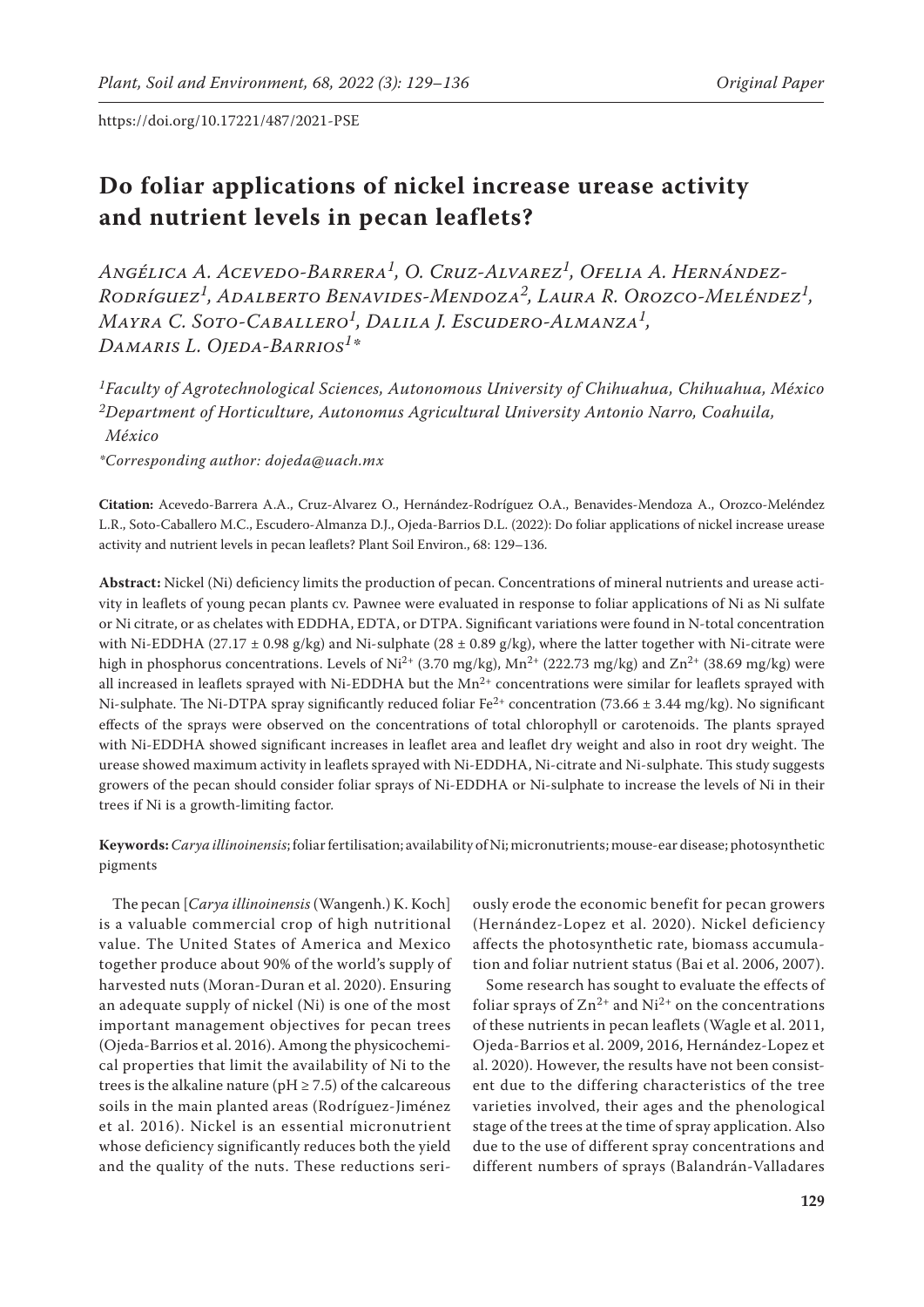https://doi.org/10.17221/487/2021-PSE

# Do foliar applications of nickel increase urease activity and nutrient levels in pecan leaflets?

*Angélica A. Acevedo-Barrera[1], O. Cruz-Alvarez[1], Ofelia A. Hernández-Rodríguez[1], Adalberto Benavides-Mendoza[2], Laura R. Orozco-Meléndez[1], Mayra C. Soto-Caballero[1], Dalila J. Escudero-Almanza[1], Damaris L. Ojeda-Barrios[1]\**

*[1]Faculty of Agrotechnological Sciences, Autonomous University of Chihuahua, Chihuahua, México*
*[2]Department of Horticulture, Autonomus Agricultural University Antonio Narro, Coahuila, México*

*\*Corresponding author: dojeda@uach.mx*

**Citation:** Acevedo-Barrera A.A., Cruz-Alvarez O., Hernández-Rodríguez O.A., Benavides-Mendoza A., Orozco-Meléndez L.R., Soto-Caballero M.C., Escudero-Almanza D.J., Ojeda-Barrios D.L. (2022): Do foliar applications of nickel increase urease activity and nutrient levels in pecan leaflets? Plant Soil Environ., 68: 129–136.

**Abstract:** Nickel (Ni) deficiency limits the production of pecan. Concentrations of mineral nutrients and urease activity in leaflets of young pecan plants cv. Pawnee were evaluated in response to foliar applications of Ni as Ni sulfate or Ni citrate, or as chelates with EDDHA, EDTA, or DTPA. Significant variations were found in N-total concentration with Ni-EDDHA (27.17 ± 0.98 g/kg) and Ni-sulphate (28 ± 0.89 g/kg), where the latter together with Ni-citrate were high in phosphorus concentrations. Levels of $Ni^{2+}$ (3.70 mg/kg), $Mn^{2+}$ (222.73 mg/kg) and $Zn^{2+}$ (38.69 mg/kg) were all increased in leaflets sprayed with Ni-EDDHA but the $Mn^{2+}$ concentrations were similar for leaflets sprayed with Ni-sulphate. The Ni-DTPA spray significantly reduced foliar $Fe^{2+}$ concentration (73.66 ± 3.44 mg/kg). No significant effects of the sprays were observed on the concentrations of total chlorophyll or carotenoids. The plants sprayed with Ni-EDDHA showed significant increases in leaflet area and leaflet dry weight and also in root dry weight. The urease showed maximum activity in leaflets sprayed with Ni-EDDHA, Ni-citrate and Ni-sulphate. This study suggests growers of the pecan should consider foliar sprays of Ni-EDDHA or Ni-sulphate to increase the levels of Ni in their trees if Ni is a growth-limiting factor.

**Keywords:** *Carya illinoinensis*; foliar fertilisation; availability of Ni; micronutrients; mouse-ear disease; photosynthetic pigments

The pecan [*Carya illinoinensis* (Wangenh.) K. Koch] is a valuable commercial crop of high nutritional value. The United States of America and Mexico together produce about 90% of the world's supply of harvested nuts (Moran-Duran et al. 2020). Ensuring an adequate supply of nickel (Ni) is one of the most important management objectives for pecan trees (Ojeda-Barrios et al. 2016). Among the physicochemical properties that limit the availability of Ni to the trees is the alkaline nature (pH ≥ 7.5) of the calcareous soils in the main planted areas (Rodríguez-Jiménez et al. 2016). Nickel is an essential micronutrient whose deficiency significantly reduces both the yield and the quality of the nuts. These reductions seriously erode the economic benefit for pecan growers (Hernández-Lopez et al. 2020). Nickel deficiency affects the photosynthetic rate, biomass accumulation and foliar nutrient status (Bai et al. 2006, 2007).

Some research has sought to evaluate the effects of foliar sprays of $Zn^{2+}$ and $Ni^{2+}$ on the concentrations of these nutrients in pecan leaflets (Wagle et al. 2011, Ojeda-Barrios et al. 2009, 2016, Hernández-Lopez et al. 2020). However, the results have not been consistent due to the differing characteristics of the tree varieties involved, their ages and the phenological stage of the trees at the time of spray application. Also due to the use of different spray concentrations and different numbers of sprays (Balandrán-Valladares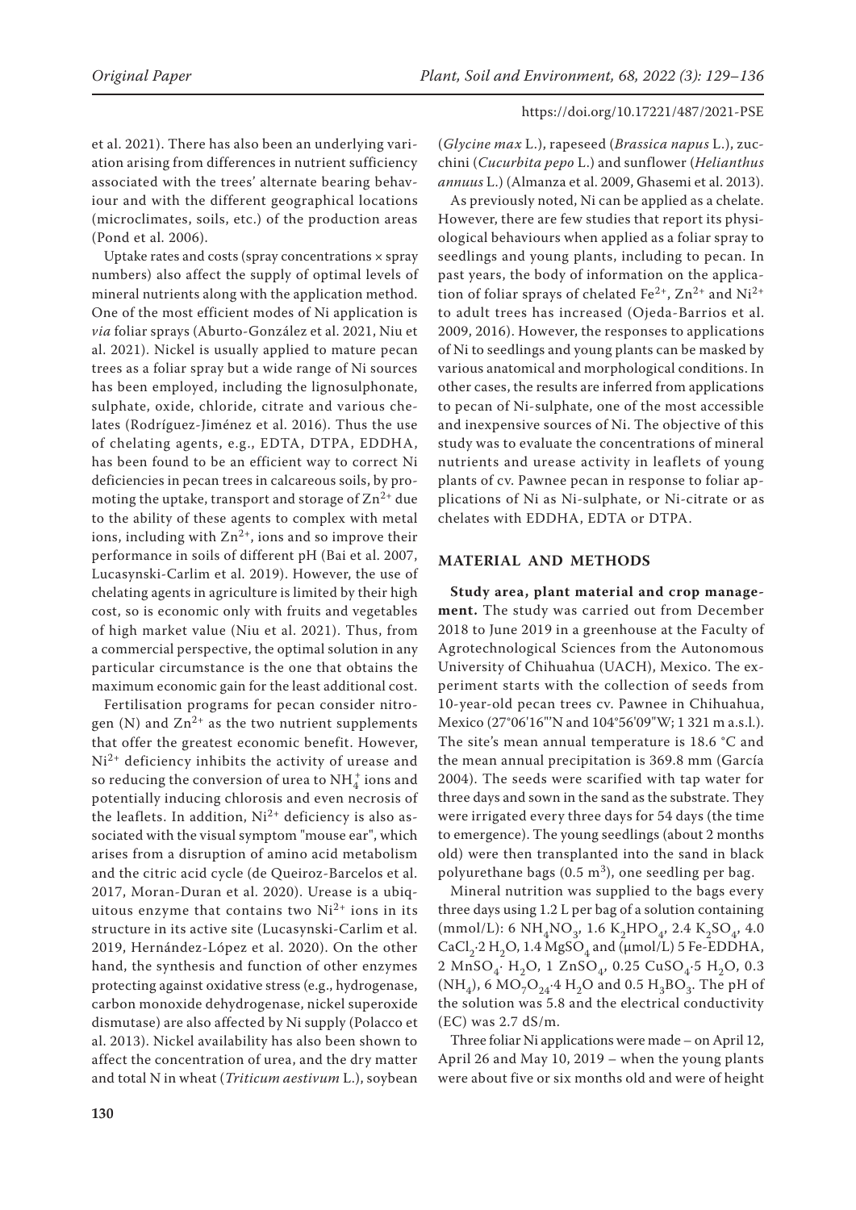et al. 2021). There has also been an underlying variation arising from differences in nutrient sufficiency associated with the trees' alternate bearing behaviour and with the different geographical locations (microclimates, soils, etc.) of the production areas (Pond et al. 2006).

Uptake rates and costs (spray concentrations × spray numbers) also affect the supply of optimal levels of mineral nutrients along with the application method. One of the most efficient modes of Ni application is *via* foliar sprays (Aburto-González et al. 2021, Niu et al. 2021). Nickel is usually applied to mature pecan trees as a foliar spray but a wide range of Ni sources has been employed, including the lignosulphonate, sulphate, oxide, chloride, citrate and various chelates (Rodríguez-Jiménez et al. 2016). Thus the use of chelating agents, e.g., EDTA, DTPA, EDDHA, has been found to be an efficient way to correct Ni deficiencies in pecan trees in calcareous soils, by promoting the uptake, transport and storage of $Zn^{2+}$ due to the ability of these agents to complex with metal ions, including with $Zn^{2+}$, ions and so improve their performance in soils of different pH (Bai et al. 2007, Lucasynski-Carlim et al. 2019). However, the use of chelating agents in agriculture is limited by their high cost, so is economic only with fruits and vegetables of high market value (Niu et al. 2021). Thus, from a commercial perspective, the optimal solution in any particular circumstance is the one that obtains the maximum economic gain for the least additional cost.

Fertilisation programs for pecan consider nitrogen (N) and $Zn^{2+}$ as the two nutrient supplements that offer the greatest economic benefit. However, $Ni^{2+}$ deficiency inhibits the activity of urease and so reducing the conversion of urea to $NH_4^+$ ions and potentially inducing chlorosis and even necrosis of the leaflets. In addition, $Ni^{2+}$ deficiency is also associated with the visual symptom "mouse ear", which arises from a disruption of amino acid metabolism and the citric acid cycle (de Queiroz-Barcelos et al. 2017, Moran-Duran et al. 2020). Urease is a ubiquitous enzyme that contains two $Ni^{2+}$ ions in its structure in its active site (Lucasynski-Carlim et al. 2019, Hernández-López et al. 2020). On the other hand, the synthesis and function of other enzymes protecting against oxidative stress (e.g., hydrogenase, carbon monoxide dehydrogenase, nickel superoxide dismutase) are also affected by Ni supply (Polacco et al. 2013). Nickel availability has also been shown to affect the concentration of urea, and the dry matter and total N in wheat (*Triticum aestivum* L.), soybean (*Glycine max* L.), rapeseed (*Brassica napus* L.), zucchini (*Cucurbita pepo* L.) and sunflower (*Helianthus annuus* L.) (Almanza et al. 2009, Ghasemi et al. 2013).

As previously noted, Ni can be applied as a chelate. However, there are few studies that report its physiological behaviours when applied as a foliar spray to seedlings and young plants, including to pecan. In past years, the body of information on the application of foliar sprays of chelated $Fe^{2+}$, $Zn^{2+}$ and $Ni^{2+}$ to adult trees has increased (Ojeda-Barrios et al. 2009, 2016). However, the responses to applications of Ni to seedlings and young plants can be masked by various anatomical and morphological conditions. In other cases, the results are inferred from applications to pecan of Ni-sulphate, one of the most accessible and inexpensive sources of Ni. The objective of this study was to evaluate the concentrations of mineral nutrients and urease activity in leaflets of young plants of cv. Pawnee pecan in response to foliar applications of Ni as Ni-sulphate, or Ni-citrate or as chelates with EDDHA, EDTA or DTPA.

## MATERIAL AND METHODS

**Study area, plant material and crop management.** The study was carried out from December 2018 to June 2019 in a greenhouse at the Faculty of Agrotechnological Sciences from the Autonomous University of Chihuahua (UACH), Mexico. The experiment starts with the collection of seeds from 10-year-old pecan trees cv. Pawnee in Chihuahua, Mexico (27°06'16"'N and 104°56'09"W; 1 321 m a.s.l.). The site's mean annual temperature is 18.6 °C and the mean annual precipitation is 369.8 mm (García 2004). The seeds were scarified with tap water for three days and sown in the sand as the substrate. They were irrigated every three days for 54 days (the time to emergence). The young seedlings (about 2 months old) were then transplanted into the sand in black polyurethane bags (0.5 $m^3$), one seedling per bag.

Mineral nutrition was supplied to the bags every three days using 1.2 L per bag of a solution containing (mmol/L): 6 $NH_4NO_3$, 1.6 $K_2HPO_4$, 2.4 $K_2SO_4$, 4.0 $CaCl_2 \cdot 2H_2O$, 1.4 $MgSO_4$ and (µmol/L) 5 Fe-EDDHA, 2 $MnSO_4 \cdot H_2O$, 1 $ZnSO_4$, 0.25 $CuSO_4 \cdot 5H_2O$, 0.3 $(NH_4)$, 6 $MO_7O_{24} \cdot 4H_2O$ and 0.5 $H_3BO_3$. The pH of the solution was 5.8 and the electrical conductivity (EC) was 2.7 dS/m.

Three foliar Ni applications were made – on April 12, April 26 and May 10, 2019 – when the young plants were about five or six months old and were of height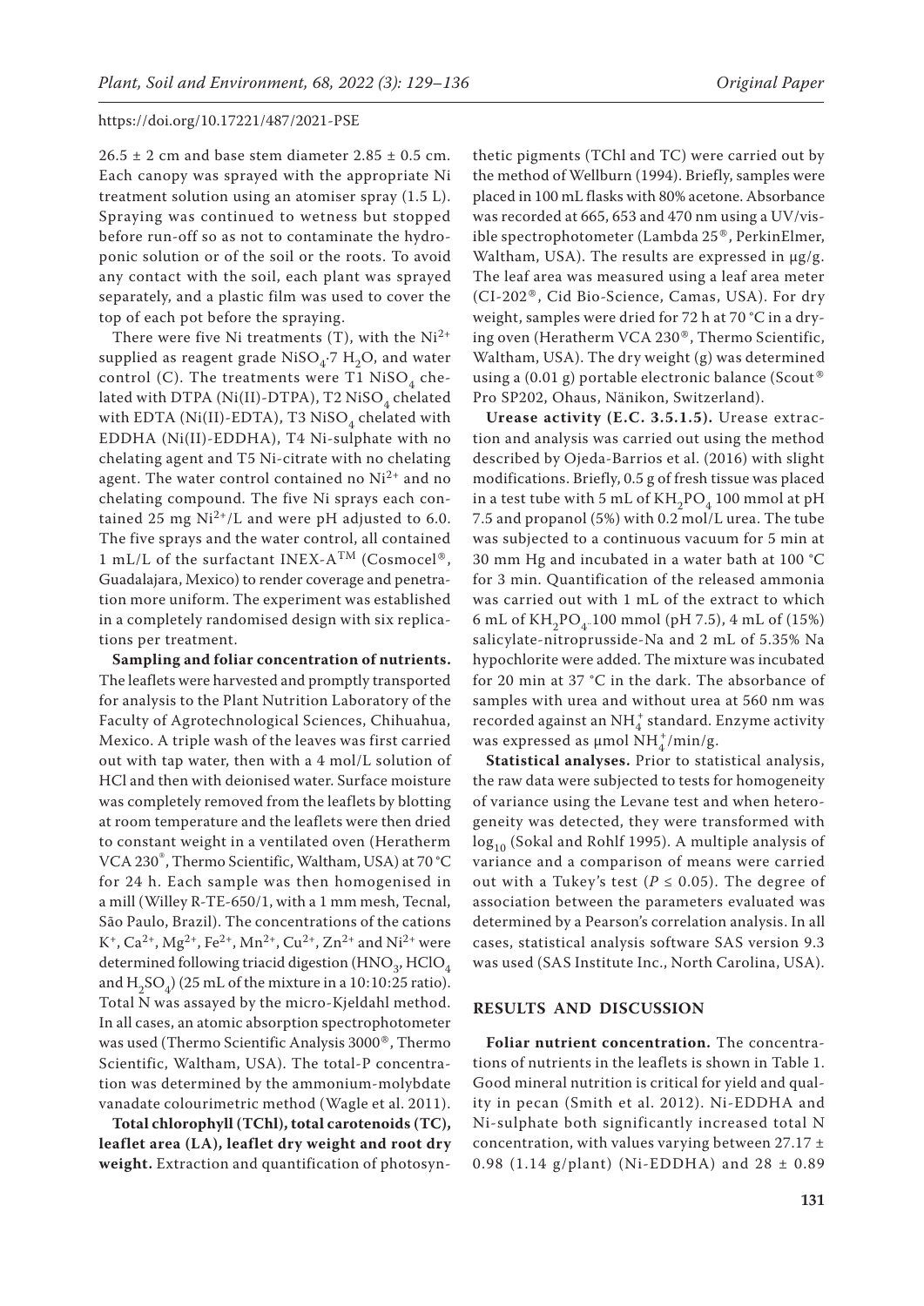$26.5 \pm 2$ cm and base stem diameter $2.85 \pm 0.5$ cm. Each canopy was sprayed with the appropriate Ni treatment solution using an atomiser spray (1.5 L). Spraying was continued to wetness but stopped before run-off so as not to contaminate the hydroponic solution or of the soil or the roots. To avoid any contact with the soil, each plant was sprayed separately, and a plastic film was used to cover the top of each pot before the spraying.

There were five Ni treatments (T), with the $Ni^{2+}$ supplied as reagent grade $NiSO_4 \cdot 7\ H_2O$, and water control (C). The treatments were T1 $NiSO_4$ chelated with DTPA (Ni(II)-DTPA), T2 $NiSO_4$ chelated with EDTA (Ni(II)-EDTA), T3 $NiSO_4$ chelated with EDDHA (Ni(II)-EDDHA), T4 Ni-sulphate with no chelating agent and T5 Ni-citrate with no chelating agent. The water control contained no $Ni^{2+}$ and no chelating compound. The five Ni sprays each contained 25 mg $Ni^{2+}$/L and were pH adjusted to 6.0. The five sprays and the water control, all contained 1 mL/L of the surfactant INEX-A™ (Cosmocel®, Guadalajara, Mexico) to render coverage and penetration more uniform. The experiment was established in a completely randomised design with six replications per treatment.

**Sampling and foliar concentration of nutrients.** The leaflets were harvested and promptly transported for analysis to the Plant Nutrition Laboratory of the Faculty of Agrotechnological Sciences, Chihuahua, Mexico. A triple wash of the leaves was first carried out with tap water, then with a 4 mol/L solution of HCl and then with deionised water. Surface moisture was completely removed from the leaflets by blotting at room temperature and the leaflets were then dried to constant weight in a ventilated oven (Heratherm VCA 230®, Thermo Scientific, Waltham, USA) at 70 °C for 24 h. Each sample was then homogenised in a mill (Willey R-TE-650/1, with a 1 mm mesh, Tecnal, São Paulo, Brazil). The concentrations of the cations $K^+$, $Ca^{2+}$, $Mg^{2+}$, $Fe^{2+}$, $Mn^{2+}$, $Cu^{2+}$, $Zn^{2+}$ and $Ni^{2+}$ were determined following triacid digestion ($HNO_3$, $HClO_4$ and $H_2SO_4$) (25 mL of the mixture in a 10:10:25 ratio). Total N was assayed by the micro-Kjeldahl method. In all cases, an atomic absorption spectrophotometer was used (Thermo Scientific Analysis 3000®, Thermo Scientific, Waltham, USA). The total-P concentration was determined by the ammonium-molybdate vanadate colourimetric method (Wagle et al. 2011).

**Total chlorophyll (TChl), total carotenoids (TC), leaflet area (LA), leaflet dry weight and root dry weight.** Extraction and quantification of photosynthetic pigments (TChl and TC) were carried out by the method of Wellburn (1994). Briefly, samples were placed in 100 mL flasks with 80% acetone. Absorbance was recorded at 665, 653 and 470 nm using a UV/visible spectrophotometer (Lambda 25®, PerkinElmer, Waltham, USA). The results are expressed in µg/g. The leaf area was measured using a leaf area meter (CI-202®, Cid Bio-Science, Camas, USA). For dry weight, samples were dried for 72 h at 70 °C in a drying oven (Heratherm VCA 230®, Thermo Scientific, Waltham, USA). The dry weight (g) was determined using a (0.01 g) portable electronic balance (Scout® Pro SP202, Ohaus, Nänikon, Switzerland).

**Urease activity (E.C. 3.5.1.5).** Urease extraction and analysis was carried out using the method described by Ojeda-Barrios et al. (2016) with slight modifications. Briefly, 0.5 g of fresh tissue was placed in a test tube with 5 mL of $KH_2PO_4$ 100 mmol at pH 7.5 and propanol (5%) with 0.2 mol/L urea. The tube was subjected to a continuous vacuum for 5 min at 30 mm Hg and incubated in a water bath at 100 °C for 3 min. Quantification of the released ammonia was carried out with 1 mL of the extract to which 6 mL of $KH_2PO_4$ 100 mmol (pH 7.5), 4 mL of (15%) salicylate-nitroprusside-Na and 2 mL of 5.35% Na hypochlorite were added. The mixture was incubated for 20 min at 37 °C in the dark. The absorbance of samples with urea and without urea at 560 nm was recorded against an $NH_4^+$ standard. Enzyme activity was expressed as µmol $NH_4^+$/min/g.

**Statistical analyses.** Prior to statistical analysis, the raw data were subjected to tests for homogeneity of variance using the Levane test and when heterogeneity was detected, they were transformed with $\log_{10}$ (Sokal and Rohlf 1995). A multiple analysis of variance and a comparison of means were carried out with a Tukey's test ($P \leq 0.05$). The degree of association between the parameters evaluated was determined by a Pearson's correlation analysis. In all cases, statistical analysis software SAS version 9.3 was used (SAS Institute Inc., North Carolina, USA).

## RESULTS AND DISCUSSION

**Foliar nutrient concentration.** The concentrations of nutrients in the leaflets is shown in Table 1. Good mineral nutrition is critical for yield and quality in pecan (Smith et al. 2012). Ni-EDDHA and Ni-sulphate both significantly increased total N concentration, with values varying between $27.17 \pm 0.98$ (1.14 g/plant) (Ni-EDDHA) and $28 \pm 0.89$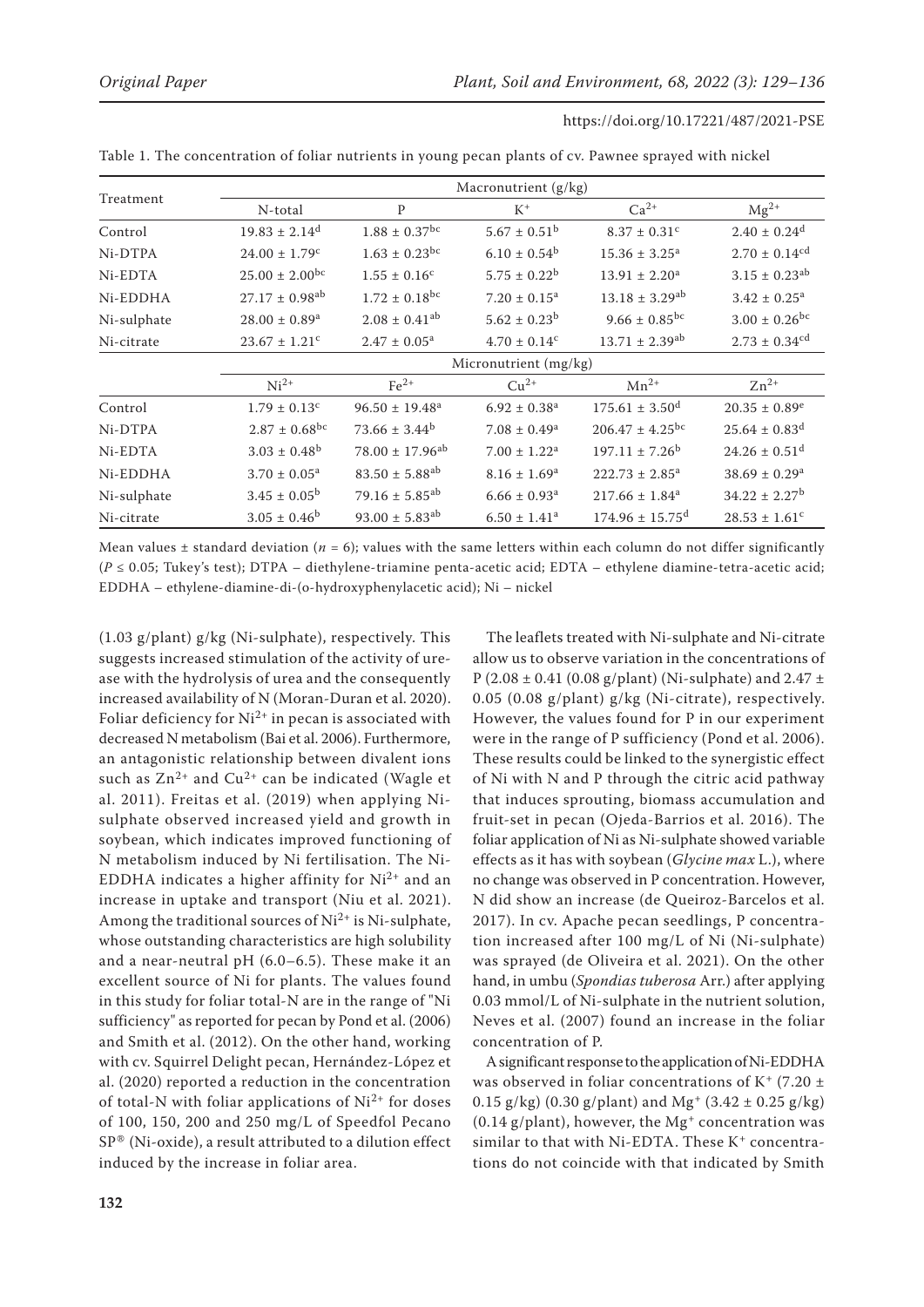Table 1. The concentration of foliar nutrients in young pecan plants of cv. Pawnee sprayed with nickel

| Treatment | Macronutrient (g/kg) | | | | |
|---|---|---|---|---|---|
| | N-total | P | $K^+$ | $Ca^{2+}$ | $Mg^{2+}$ |
| Control | $19.83 \pm 2.14^{d}$ | $1.88 \pm 0.37^{bc}$ | $5.67 \pm 0.51^{b}$ | $8.37 \pm 0.31^{c}$ | $2.40 \pm 0.24^{d}$ |
| Ni-DTPA | $24.00 \pm 1.79^{c}$ | $1.63 \pm 0.23^{bc}$ | $6.10 \pm 0.54^{b}$ | $15.36 \pm 3.25^{a}$ | $2.70 \pm 0.14^{cd}$ |
| Ni-EDTA | $25.00 \pm 2.00^{bc}$ | $1.55 \pm 0.16^{c}$ | $5.75 \pm 0.22^{b}$ | $13.91 \pm 2.20^{a}$ | $3.15 \pm 0.23^{ab}$ |
| Ni-EDDHA | $27.17 \pm 0.98^{ab}$ | $1.72 \pm 0.18^{bc}$ | $7.20 \pm 0.15^{a}$ | $13.18 \pm 3.29^{ab}$ | $3.42 \pm 0.25^{a}$ |
| Ni-sulphate | $28.00 \pm 0.89^{a}$ | $2.08 \pm 0.41^{ab}$ | $5.62 \pm 0.23^{b}$ | $9.66 \pm 0.85^{bc}$ | $3.00 \pm 0.26^{bc}$ |
| Ni-citrate | $23.67 \pm 1.21^{c}$ | $2.47 \pm 0.05^{a}$ | $4.70 \pm 0.14^{c}$ | $13.71 \pm 2.39^{ab}$ | $2.73 \pm 0.34^{cd}$ |
| | Micronutrient (mg/kg) | | | | |
| | $Ni^{2+}$ | $Fe^{2+}$ | $Cu^{2+}$ | $Mn^{2+}$ | $Zn^{2+}$ |
| Control | $1.79 \pm 0.13^{c}$ | $96.50 \pm 19.48^{a}$ | $6.92 \pm 0.38^{a}$ | $175.61 \pm 3.50^{d}$ | $20.35 \pm 0.89^{e}$ |
| Ni-DTPA | $2.87 \pm 0.68^{bc}$ | $73.66 \pm 3.44^{b}$ | $7.08 \pm 0.49^{a}$ | $206.47 \pm 4.25^{bc}$ | $25.64 \pm 0.83^{d}$ |
| Ni-EDTA | $3.03 \pm 0.48^{b}$ | $78.00 \pm 17.96^{ab}$ | $7.00 \pm 1.22^{a}$ | $197.11 \pm 7.26^{b}$ | $24.26 \pm 0.51^{d}$ |
| Ni-EDDHA | $3.70 \pm 0.05^{a}$ | $83.50 \pm 5.88^{ab}$ | $8.16 \pm 1.69^{a}$ | $222.73 \pm 2.85^{a}$ | $38.69 \pm 0.29^{a}$ |
| Ni-sulphate | $3.45 \pm 0.05^{b}$ | $79.16 \pm 5.85^{ab}$ | $6.66 \pm 0.93^{a}$ | $217.66 \pm 1.84^{a}$ | $34.22 \pm 2.27^{b}$ |
| Ni-citrate | $3.05 \pm 0.46^{b}$ | $93.00 \pm 5.83^{ab}$ | $6.50 \pm 1.41^{a}$ | $174.96 \pm 15.75^{d}$ | $28.53 \pm 1.61^{c}$ |

Mean values ± standard deviation ($n = 6$); values with the same letters within each column do not differ significantly ($P \leq 0.05$; Tukey's test); DTPA – diethylene-triamine penta-acetic acid; EDTA – ethylene diamine-tetra-acetic acid; EDDHA – ethylene-diamine-di-(o-hydroxyphenylacetic acid); Ni – nickel

(1.03 g/plant) g/kg (Ni-sulphate), respectively. This suggests increased stimulation of the activity of urease with the hydrolysis of urea and the consequently increased availability of N (Moran-Duran et al. 2020). Foliar deficiency for $Ni^{2+}$ in pecan is associated with decreased N metabolism (Bai et al. 2006). Furthermore, an antagonistic relationship between divalent ions such as $Zn^{2+}$ and $Cu^{2+}$ can be indicated (Wagle et al. 2011). Freitas et al. (2019) when applying Ni-sulphate observed increased yield and growth in soybean, which indicates improved functioning of N metabolism induced by Ni fertilisation. The Ni-EDDHA indicates a higher affinity for $Ni^{2+}$ and an increase in uptake and transport (Niu et al. 2021). Among the traditional sources of $Ni^{2+}$ is Ni-sulphate, whose outstanding characteristics are high solubility and a near-neutral pH (6.0–6.5). These make it an excellent source of Ni for plants. The values found in this study for foliar total-N are in the range of "Ni sufficiency" as reported for pecan by Pond et al. (2006) and Smith et al. (2012). On the other hand, working with cv. Squirrel Delight pecan, Hernández-López et al. (2020) reported a reduction in the concentration of total-N with foliar applications of $Ni^{2+}$ for doses of 100, 150, 200 and 250 mg/L of Speedfol Pecano SP® (Ni-oxide), a result attributed to a dilution effect induced by the increase in foliar area.

The leaflets treated with Ni-sulphate and Ni-citrate allow us to observe variation in the concentrations of P (2.08 ± 0.41 (0.08 g/plant) (Ni-sulphate) and 2.47 ± 0.05 (0.08 g/plant) g/kg (Ni-citrate), respectively. However, the values found for P in our experiment were in the range of P sufficiency (Pond et al. 2006). These results could be linked to the synergistic effect of Ni with N and P through the citric acid pathway that induces sprouting, biomass accumulation and fruit-set in pecan (Ojeda-Barrios et al. 2016). The foliar application of Ni as Ni-sulphate showed variable effects as it has with soybean (*Glycine max* L.), where no change was observed in P concentration. However, N did show an increase (de Queiroz-Barcelos et al. 2017). In cv. Apache pecan seedlings, P concentration increased after 100 mg/L of Ni (Ni-sulphate) was sprayed (de Oliveira et al. 2021). On the other hand, in umbu (*Spondias tuberosa* Arr.) after applying 0.03 mmol/L of Ni-sulphate in the nutrient solution, Neves et al. (2007) found an increase in the foliar concentration of P.

A significant response to the application of Ni-EDDHA was observed in foliar concentrations of $K^+$ (7.20 ± 0.15 g/kg) (0.30 g/plant) and $Mg^+$ (3.42 ± 0.25 g/kg) (0.14 g/plant), however, the $Mg^+$ concentration was similar to that with Ni-EDTA. These $K^+$ concentrations do not coincide with that indicated by Smith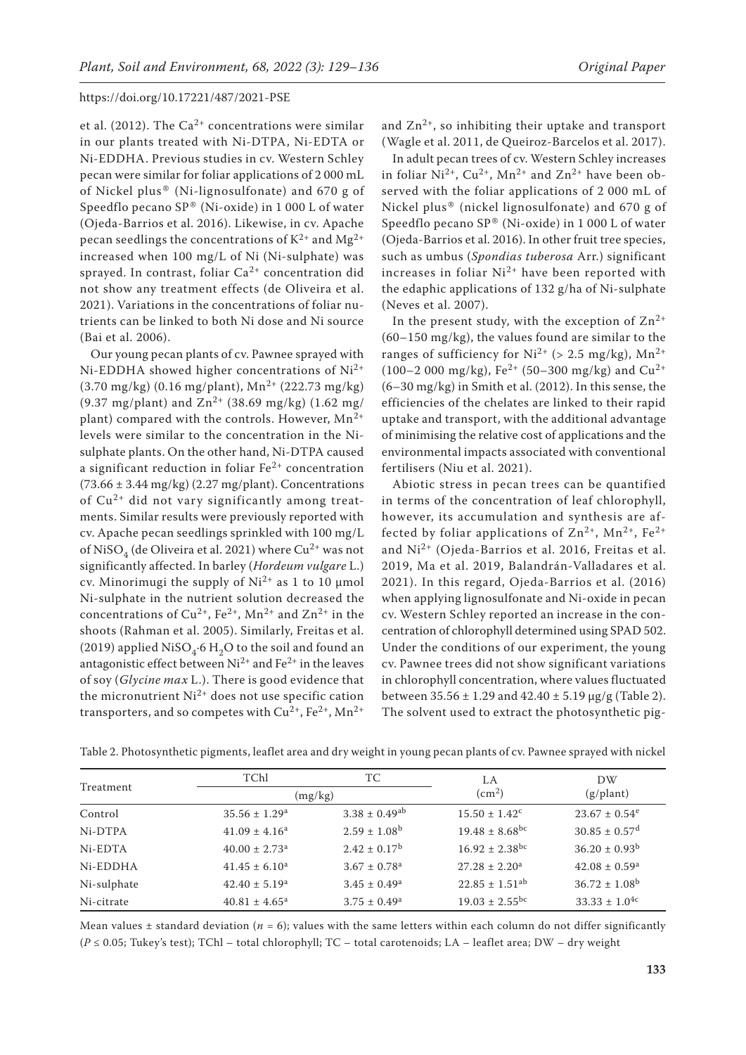et al. (2012). The $Ca^{2+}$ concentrations were similar in our plants treated with Ni-DTPA, Ni-EDTA or Ni-EDDHA. Previous studies in cv. Western Schley pecan were similar for foliar applications of 2 000 mL of Nickel plus® (Ni-lignosulfonate) and 670 g of Speedflo pecano SP® (Ni-oxide) in 1 000 L of water (Ojeda-Barrios et al. 2016). Likewise, in cv. Apache pecan seedlings the concentrations of $K^{2+}$ and $Mg^{2+}$ increased when 100 mg/L of Ni (Ni-sulphate) was sprayed. In contrast, foliar $Ca^{2+}$ concentration did not show any treatment effects (de Oliveira et al. 2021). Variations in the concentrations of foliar nutrients can be linked to both Ni dose and Ni source (Bai et al. 2006).

Our young pecan plants of cv. Pawnee sprayed with Ni-EDDHA showed higher concentrations of $Ni^{2+}$ (3.70 mg/kg) (0.16 mg/plant), $Mn^{2+}$ (222.73 mg/kg) (9.37 mg/plant) and $Zn^{2+}$ (38.69 mg/kg) (1.62 mg/plant) compared with the controls. However, $Mn^{2+}$ levels were similar to the concentration in the Ni-sulphate plants. On the other hand, Ni-DTPA caused a significant reduction in foliar $Fe^{2+}$ concentration (73.66 ± 3.44 mg/kg) (2.27 mg/plant). Concentrations of $Cu^{2+}$ did not vary significantly among treatments. Similar results were previously reported with cv. Apache pecan seedlings sprinkled with 100 mg/L of $NiSO_4$ (de Oliveira et al. 2021) where $Cu^{2+}$ was not significantly affected. In barley (*Hordeum vulgare* L.) cv. Minorimugi the supply of $Ni^{2+}$ as 1 to 10 µmol Ni-sulphate in the nutrient solution decreased the concentrations of $Cu^{2+}$, $Fe^{2+}$, $Mn^{2+}$ and $Zn^{2+}$ in the shoots (Rahman et al. 2005). Similarly, Freitas et al. (2019) applied $NiSO_4 \cdot 6\,H_2O$ to the soil and found an antagonistic effect between $Ni^{2+}$ and $Fe^{2+}$ in the leaves of soy (*Glycine max* L.). There is good evidence that the micronutrient $Ni^{2+}$ does not use specific cation transporters, and so competes with $Cu^{2+}$, $Fe^{2+}$, $Mn^{2+}$ and $Zn^{2+}$, so inhibiting their uptake and transport (Wagle et al. 2011, de Queiroz-Barcelos et al. 2017).

In adult pecan trees of cv. Western Schley increases in foliar $Ni^{2+}$, $Cu^{2+}$, $Mn^{2+}$ and $Zn^{2+}$ have been observed with the foliar applications of 2 000 mL of Nickel plus® (nickel lignosulfonate) and 670 g of Speedflo pecano SP® (Ni-oxide) in 1 000 L of water (Ojeda-Barrios et al. 2016). In other fruit tree species, such as umbus (*Spondias tuberosa* Arr.) significant increases in foliar $Ni^{2+}$ have been reported with the edaphic applications of 132 g/ha of Ni-sulphate (Neves et al. 2007).

In the present study, with the exception of $Zn^{2+}$ (60–150 mg/kg), the values found are similar to the ranges of sufficiency for $Ni^{2+}$ (> 2.5 mg/kg), $Mn^{2+}$ (100–2 000 mg/kg), $Fe^{2+}$ (50–300 mg/kg) and $Cu^{2+}$ (6–30 mg/kg) in Smith et al. (2012). In this sense, the efficiencies of the chelates are linked to their rapid uptake and transport, with the additional advantage of minimising the relative cost of applications and the environmental impacts associated with conventional fertilisers (Niu et al. 2021).

Abiotic stress in pecan trees can be quantified in terms of the concentration of leaf chlorophyll, however, its accumulation and synthesis are affected by foliar applications of $Zn^{2+}$, $Mn^{2+}$, $Fe^{2+}$ and $Ni^{2+}$ (Ojeda-Barrios et al. 2016, Freitas et al. 2019, Ma et al. 2019, Balandrán-Valladares et al. 2021). In this regard, Ojeda-Barrios et al. (2016) when applying lignosulfonate and Ni-oxide in pecan cv. Western Schley reported an increase in the concentration of chlorophyll determined using SPAD 502. Under the conditions of our experiment, the young cv. Pawnee trees did not show significant variations in chlorophyll concentration, where values fluctuated between 35.56 ± 1.29 and 42.40 ± 5.19 µg/g (Table 2). The solvent used to extract the photosynthetic pig-

Table 2. Photosynthetic pigments, leaflet area and dry weight in young pecan plants of cv. Pawnee sprayed with nickel

| Treatment | TChl | TC | LA | DW |
|---|---|---|---|---|
| | (mg/kg) | | ($cm^2$) | (g/plant) |
| Control | 35.56 ± 1.29[a] | 3.38 ± 0.49[ab] | 15.50 ± 1.42[c] | 23.67 ± 0.54[e] |
| Ni-DTPA | 41.09 ± 4.16[a] | 2.59 ± 1.08[b] | 19.48 ± 8.68[bc] | 30.85 ± 0.57[d] |
| Ni-EDTA | 40.00 ± 2.73[a] | 2.42 ± 0.17[b] | 16.92 ± 2.38[bc] | 36.20 ± 0.93[b] |
| Ni-EDDHA | 41.45 ± 6.10[a] | 3.67 ± 0.78[a] | 27.28 ± 2.20[a] | 42.08 ± 0.59[a] |
| Ni-sulphate | 42.40 ± 5.19[a] | 3.45 ± 0.49[a] | 22.85 ± 1.51[ab] | 36.72 ± 1.08[b] |
| Ni-citrate | 40.81 ± 4.65[a] | 3.75 ± 0.49[a] | 19.03 ± 2.55[bc] | 33.33 ± 1.0[4c] |

Mean values ± standard deviation ($n$ = 6); values with the same letters within each column do not differ significantly ($P \leq 0.05$; Tukey's test); TChl – total chlorophyll; TC – total carotenoids; LA – leaflet area; DW – dry weight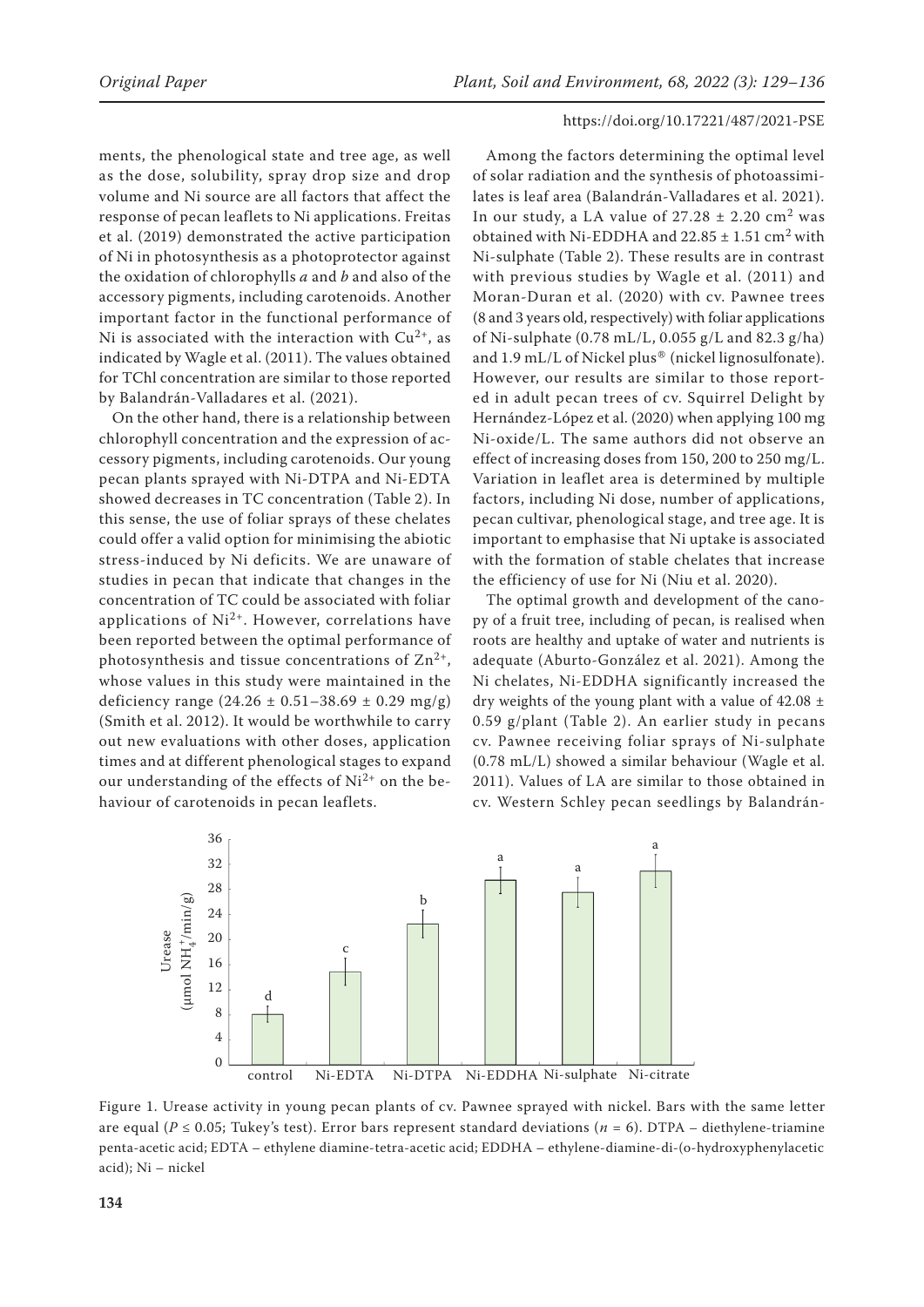ments, the phenological state and tree age, as well as the dose, solubility, spray drop size and drop volume and Ni source are all factors that affect the response of pecan leaflets to Ni applications. Freitas et al. (2019) demonstrated the active participation of Ni in photosynthesis as a photoprotector against the oxidation of chlorophylls *a* and *b* and also of the accessory pigments, including carotenoids. Another important factor in the functional performance of Ni is associated with the interaction with $Cu^{2+}$, as indicated by Wagle et al. (2011). The values obtained for TChl concentration are similar to those reported by Balandrán-Valladares et al. (2021).

On the other hand, there is a relationship between chlorophyll concentration and the expression of accessory pigments, including carotenoids. Our young pecan plants sprayed with Ni-DTPA and Ni-EDTA showed decreases in TC concentration (Table 2). In this sense, the use of foliar sprays of these chelates could offer a valid option for minimising the abiotic stress-induced by Ni deficits. We are unaware of studies in pecan that indicate that changes in the concentration of TC could be associated with foliar applications of $Ni^{2+}$. However, correlations have been reported between the optimal performance of photosynthesis and tissue concentrations of $Zn^{2+}$, whose values in this study were maintained in the deficiency range ($24.26 \pm 0.51$–$38.69 \pm 0.29$ mg/g) (Smith et al. 2012). It would be worthwhile to carry out new evaluations with other doses, application times and at different phenological stages to expand our understanding of the effects of $Ni^{2+}$ on the behaviour of carotenoids in pecan leaflets.

Among the factors determining the optimal level of solar radiation and the synthesis of photoassimilates is leaf area (Balandrán-Valladares et al. 2021). In our study, a LA value of $27.28 \pm 2.20$ cm$^2$ was obtained with Ni-EDDHA and $22.85 \pm 1.51$ cm$^2$ with Ni-sulphate (Table 2). These results are in contrast with previous studies by Wagle et al. (2011) and Moran-Duran et al. (2020) with cv. Pawnee trees (8 and 3 years old, respectively) with foliar applications of Ni-sulphate (0.78 mL/L, 0.055 g/L and 82.3 g/ha) and 1.9 mL/L of Nickel plus® (nickel lignosulfonate). However, our results are similar to those reported in adult pecan trees of cv. Squirrel Delight by Hernández-López et al. (2020) when applying 100 mg Ni-oxide/L. The same authors did not observe an effect of increasing doses from 150, 200 to 250 mg/L. Variation in leaflet area is determined by multiple factors, including Ni dose, number of applications, pecan cultivar, phenological stage, and tree age. It is important to emphasise that Ni uptake is associated with the formation of stable chelates that increase the efficiency of use for Ni (Niu et al. 2020).

The optimal growth and development of the canopy of a fruit tree, including of pecan, is realised when roots are healthy and uptake of water and nutrients is adequate (Aburto-González et al. 2021). Among the Ni chelates, Ni-EDDHA significantly increased the dry weights of the young plant with a value of $42.08 \pm 0.59$ g/plant (Table 2). An earlier study in pecans cv. Pawnee receiving foliar sprays of Ni-sulphate (0.78 mL/L) showed a similar behaviour (Wagle et al. 2011). Values of LA are similar to those obtained in cv. Western Schley pecan seedlings by Balandrán-

Figure 1. Urease activity in young pecan plants of cv. Pawnee sprayed with nickel. Bars with the same letter are equal ($P \leq 0.05$; Tukey's test). Error bars represent standard deviations ($n = 6$). DTPA – diethylene-triamine penta-acetic acid; EDTA – ethylene diamine-tetra-acetic acid; EDDHA – ethylene-diamine-di-(o-hydroxyphenylacetic acid); Ni – nickel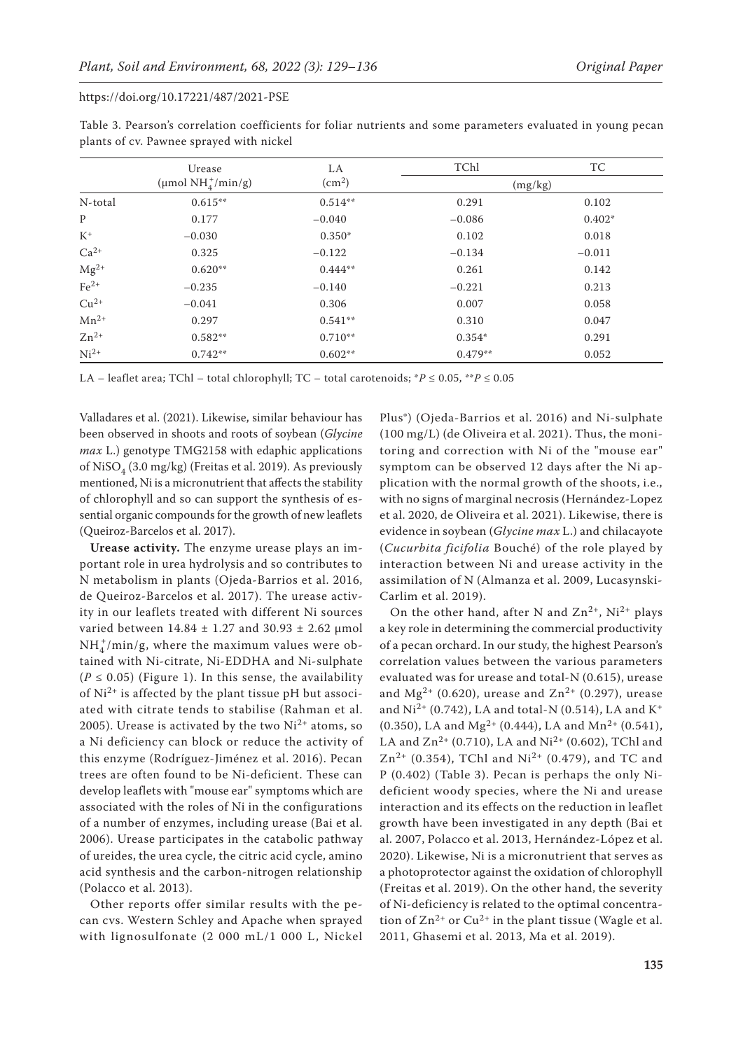Table 3. Pearson's correlation coefficients for foliar nutrients and some parameters evaluated in young pecan plants of cv. Pawnee sprayed with nickel

| | Urease | LA | TChl | TC |
|---|---|---|---|---|
| | (μmol $NH_4^+$/min/g) | ($cm^2$) | (mg/kg) | |
| N-total | 0.615** | 0.514** | 0.291 | 0.102 |
| P | 0.177 | −0.040 | −0.086 | 0.402* |
| $K^+$ | −0.030 | 0.350* | 0.102 | 0.018 |
| $Ca^{2+}$ | 0.325 | −0.122 | −0.134 | −0.011 |
| $Mg^{2+}$ | 0.620** | 0.444** | 0.261 | 0.142 |
| $Fe^{2+}$ | −0.235 | −0.140 | −0.221 | 0.213 |
| $Cu^{2+}$ | −0.041 | 0.306 | 0.007 | 0.058 |
| $Mn^{2+}$ | 0.297 | 0.541** | 0.310 | 0.047 |
| $Zn^{2+}$ | 0.582** | 0.710** | 0.354* | 0.291 |
| $Ni^{2+}$ | 0.742** | 0.602** | 0.479** | 0.052 |

LA – leaflet area; TChl – total chlorophyll; TC – total carotenoids; *$P \leq 0.05$, **$P \leq 0.05$

Valladares et al. (2021). Likewise, similar behaviour has been observed in shoots and roots of soybean (*Glycine max* L.) genotype TMG2158 with edaphic applications of $NiSO_4$ (3.0 mg/kg) (Freitas et al. 2019). As previously mentioned, Ni is a micronutrient that affects the stability of chlorophyll and so can support the synthesis of essential organic compounds for the growth of new leaflets (Queiroz-Barcelos et al. 2017).

**Urease activity.** The enzyme urease plays an important role in urea hydrolysis and so contributes to N metabolism in plants (Ojeda-Barrios et al. 2016, de Queiroz-Barcelos et al. 2017). The urease activity in our leaflets treated with different Ni sources varied between 14.84 ± 1.27 and 30.93 ± 2.62 μmol $NH_4^+$/min/g, where the maximum values were obtained with Ni-citrate, Ni-EDDHA and Ni-sulphate ($P \leq 0.05$) (Figure 1). In this sense, the availability of $Ni^{2+}$ is affected by the plant tissue pH but associated with citrate tends to stabilise (Rahman et al. 2005). Urease is activated by the two $Ni^{2+}$ atoms, so a Ni deficiency can block or reduce the activity of this enzyme (Rodríguez-Jiménez et al. 2016). Pecan trees are often found to be Ni-deficient. These can develop leaflets with "mouse ear" symptoms which are associated with the roles of Ni in the configurations of a number of enzymes, including urease (Bai et al. 2006). Urease participates in the catabolic pathway of ureides, the urea cycle, the citric acid cycle, amino acid synthesis and the carbon-nitrogen relationship (Polacco et al. 2013).

Other reports offer similar results with the pecan cvs. Western Schley and Apache when sprayed with lignosulfonate (2 000 mL/1 000 L, Nickel Plus®) (Ojeda-Barrios et al. 2016) and Ni-sulphate (100 mg/L) (de Oliveira et al. 2021). Thus, the monitoring and correction with Ni of the "mouse ear" symptom can be observed 12 days after the Ni application with the normal growth of the shoots, i.e., with no signs of marginal necrosis (Hernández-Lopez et al. 2020, de Oliveira et al. 2021). Likewise, there is evidence in soybean (*Glycine max* L.) and chilacayote (*Cucurbita ficifolia* Bouché) of the role played by interaction between Ni and urease activity in the assimilation of N (Almanza et al. 2009, Lucasynski-Carlim et al. 2019).

On the other hand, after N and $Zn^{2+}$, $Ni^{2+}$ plays a key role in determining the commercial productivity of a pecan orchard. In our study, the highest Pearson's correlation values between the various parameters evaluated was for urease and total-N (0.615), urease and $Mg^{2+}$ (0.620), urease and $Zn^{2+}$ (0.297), urease and $Ni^{2+}$ (0.742), LA and total-N (0.514), LA and $K^+$ (0.350), LA and $Mg^{2+}$ (0.444), LA and $Mn^{2+}$ (0.541), LA and $Zn^{2+}$ (0.710), LA and $Ni^{2+}$ (0.602), TChl and $Zn^{2+}$ (0.354), TChl and $Ni^{2+}$ (0.479), and TC and P (0.402) (Table 3). Pecan is perhaps the only Ni-deficient woody species, where the Ni and urease interaction and its effects on the reduction in leaflet growth have been investigated in any depth (Bai et al. 2007, Polacco et al. 2013, Hernández-López et al. 2020). Likewise, Ni is a micronutrient that serves as a photoprotector against the oxidation of chlorophyll (Freitas et al. 2019). On the other hand, the severity of Ni-deficiency is related to the optimal concentration of $Zn^{2+}$ or $Cu^{2+}$ in the plant tissue (Wagle et al. 2011, Ghasemi et al. 2013, Ma et al. 2019).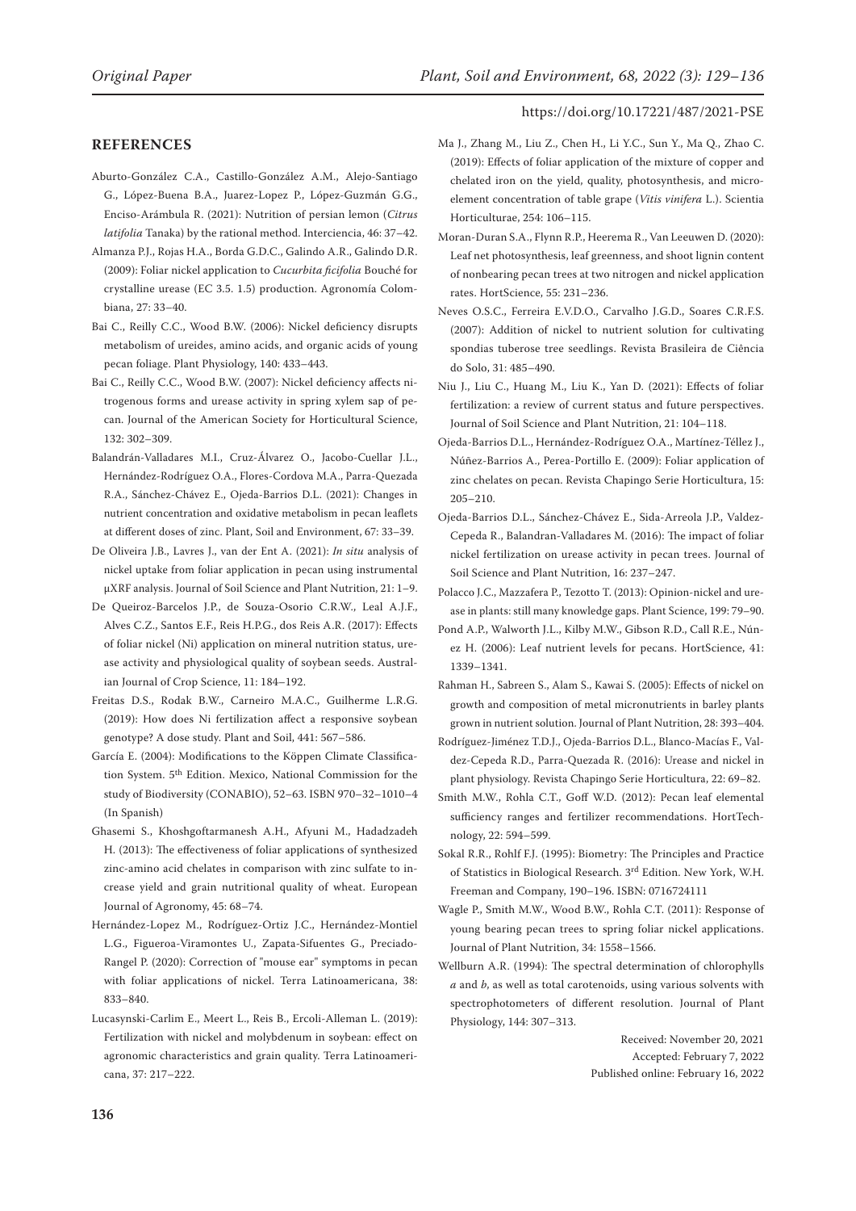## REFERENCES

Aburto-González C.A., Castillo-González A.M., Alejo-Santiago G., López-Buena B.A., Juarez-Lopez P., López-Guzmán G.G., Enciso-Arámbula R. (2021): Nutrition of persian lemon (*Citrus latifolia* Tanaka) by the rational method. Interciencia, 46: 37–42.

Almanza P.J., Rojas H.A., Borda G.D.C., Galindo A.R., Galindo D.R. (2009): Foliar nickel application to *Cucurbita ficifolia* Bouché for crystalline urease (EC 3.5. 1.5) production. Agronomía Colombiana, 27: 33–40.

Bai C., Reilly C.C., Wood B.W. (2006): Nickel deficiency disrupts metabolism of ureides, amino acids, and organic acids of young pecan foliage. Plant Physiology, 140: 433–443.

Bai C., Reilly C.C., Wood B.W. (2007): Nickel deficiency affects nitrogenous forms and urease activity in spring xylem sap of pecan. Journal of the American Society for Horticultural Science, 132: 302–309.

Balandrán-Valladares M.I., Cruz-Álvarez O., Jacobo-Cuellar J.L., Hernández-Rodríguez O.A., Flores-Cordova M.A., Parra-Quezada R.A., Sánchez-Chávez E., Ojeda-Barrios D.L. (2021): Changes in nutrient concentration and oxidative metabolism in pecan leaflets at different doses of zinc. Plant, Soil and Environment, 67: 33–39.

De Oliveira J.B., Lavres J., van der Ent A. (2021): *In situ* analysis of nickel uptake from foliar application in pecan using instrumental µXRF analysis. Journal of Soil Science and Plant Nutrition, 21: 1–9.

De Queiroz-Barcelos J.P., de Souza-Osorio C.R.W., Leal A.J.F., Alves C.Z., Santos E.F., Reis H.P.G., dos Reis A.R. (2017): Effects of foliar nickel (Ni) application on mineral nutrition status, urease activity and physiological quality of soybean seeds. Australian Journal of Crop Science, 11: 184–192.

Freitas D.S., Rodak B.W., Carneiro M.A.C., Guilherme L.R.G. (2019): How does Ni fertilization affect a responsive soybean genotype? A dose study. Plant and Soil, 441: 567–586.

García E. (2004): Modifications to the Köppen Climate Classification System. 5th Edition. Mexico, National Commission for the study of Biodiversity (CONABIO), 52–63. ISBN 970–32–1010–4 (In Spanish)

Ghasemi S., Khoshgoftarmanesh A.H., Afyuni M., Hadadzadeh H. (2013): The effectiveness of foliar applications of synthesized zinc-amino acid chelates in comparison with zinc sulfate to increase yield and grain nutritional quality of wheat. European Journal of Agronomy, 45: 68–74.

Hernández-Lopez M., Rodríguez-Ortiz J.C., Hernández-Montiel L.G., Figueroa-Viramontes U., Zapata-Sifuentes G., Preciado-Rangel P. (2020): Correction of "mouse ear" symptoms in pecan with foliar applications of nickel. Terra Latinoamericana, 38: 833–840.

Lucasynski-Carlim E., Meert L., Reis B., Ercoli-Alleman L. (2019): Fertilization with nickel and molybdenum in soybean: effect on agronomic characteristics and grain quality. Terra Latinoamericana, 37: 217–222.

Ma J., Zhang M., Liu Z., Chen H., Li Y.C., Sun Y., Ma Q., Zhao C. (2019): Effects of foliar application of the mixture of copper and chelated iron on the yield, quality, photosynthesis, and microelement concentration of table grape (*Vitis vinifera* L.). Scientia Horticulturae, 254: 106–115.

Moran-Duran S.A., Flynn R.P., Heerema R., Van Leeuwen D. (2020): Leaf net photosynthesis, leaf greenness, and shoot lignin content of nonbearing pecan trees at two nitrogen and nickel application rates. HortScience, 55: 231–236.

Neves O.S.C., Ferreira E.V.D.O., Carvalho J.G.D., Soares C.R.F.S. (2007): Addition of nickel to nutrient solution for cultivating spondias tuberose tree seedlings. Revista Brasileira de Ciência do Solo, 31: 485–490.

Niu J., Liu C., Huang M., Liu K., Yan D. (2021): Effects of foliar fertilization: a review of current status and future perspectives. Journal of Soil Science and Plant Nutrition, 21: 104–118.

Ojeda-Barrios D.L., Hernández-Rodríguez O.A., Martínez-Téllez J., Núñez-Barrios A., Perea-Portillo E. (2009): Foliar application of zinc chelates on pecan. Revista Chapingo Serie Horticultura, 15: 205–210.

Ojeda-Barrios D.L., Sánchez-Chávez E., Sida-Arreola J.P., Valdez-Cepeda R., Balandran-Valladares M. (2016): The impact of foliar nickel fertilization on urease activity in pecan trees. Journal of Soil Science and Plant Nutrition, 16: 237–247.

Polacco J.C., Mazzafera P., Tezotto T. (2013): Opinion-nickel and urease in plants: still many knowledge gaps. Plant Science, 199: 79–90.

Pond A.P., Walworth J.L., Kilby M.W., Gibson R.D., Call R.E., Núnez H. (2006): Leaf nutrient levels for pecans. HortScience, 41: 1339–1341.

Rahman H., Sabreen S., Alam S., Kawai S. (2005): Effects of nickel on growth and composition of metal micronutrients in barley plants grown in nutrient solution. Journal of Plant Nutrition, 28: 393–404.

Rodríguez-Jiménez T.D.J., Ojeda-Barrios D.L., Blanco-Macías F., Valdez-Cepeda R.D., Parra-Quezada R. (2016): Urease and nickel in plant physiology. Revista Chapingo Serie Horticultura, 22: 69–82.

Smith M.W., Rohla C.T., Goff W.D. (2012): Pecan leaf elemental sufficiency ranges and fertilizer recommendations. HortTechnology, 22: 594–599.

Sokal R.R., Rohlf F.J. (1995): Biometry: The Principles and Practice of Statistics in Biological Research. 3rd Edition. New York, W.H. Freeman and Company, 190–196. ISBN: 0716724111

Wagle P., Smith M.W., Wood B.W., Rohla C.T. (2011): Response of young bearing pecan trees to spring foliar nickel applications. Journal of Plant Nutrition, 34: 1558–1566.

Wellburn A.R. (1994): The spectral determination of chlorophylls *a* and *b*, as well as total carotenoids, using various solvents with spectrophotometers of different resolution. Journal of Plant Physiology, 144: 307–313.

Received: November 20, 2021
Accepted: February 7, 2022
Published online: February 16, 2022